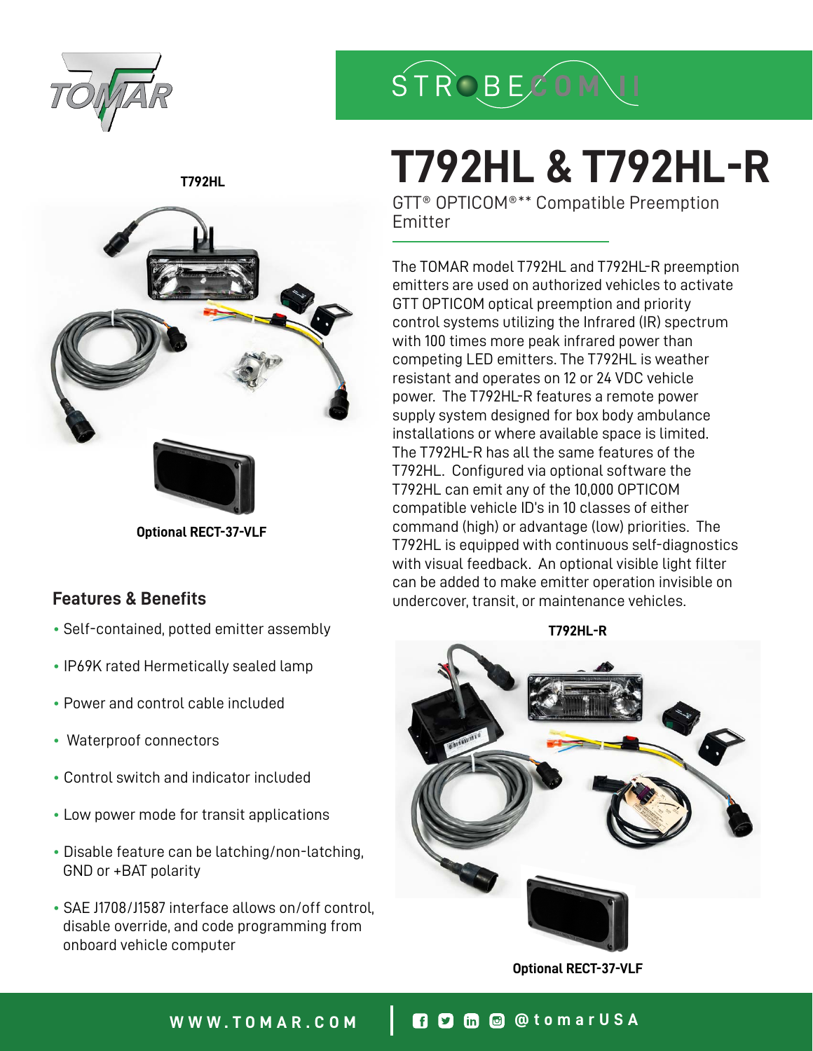# T792HL & T792HL-R

GTT® OPTICOM®** Compatible Preemption Emitter

The TOMAR model T792HL and T792HL-R preemption emitters are used on authorized vehicles to activate GTT OPTICOM optical preemption and priority control systems utilizing the Infrared (IR) spectrum with 100 times more peak infrared power than competing LED emitters. The T792HL is weather resistant and operates on 12 or 24 VDC vehicle power. The T792HL-R features a remote power supply system designed for box body ambulance installations or where available space is limited. The T792HL-R has all the same features of the T792HL. Configured via optional software the T792HL can emit any of the 10,000 OPTICOM compatible vehicle ID's in 10 classes of either command (high) or advantage (low) priorities. The T792HL is equipped with continuous self-diagnostics with visual feedback. An optional visible light filter can be added to make emitter operation invisible on undercover, transit, or maintenance vehicles.

**T792HL**

**Optional RECT-37-VLF**

**T792HL-R**

**Optional RECT-37-VLF**

## Features & Benefits

- Self-contained, potted emitter assembly
- IP69K rated Hermetically sealed lamp
- Power and control cable included
- Waterproof connectors
- Control switch and indicator included
- Low power mode for transit applications
- Disable feature can be latching/non-latching, GND or +BAT polarity
- SAE J1708/J1587 interface allows on/off control, disable override, and code programming from onboard vehicle computer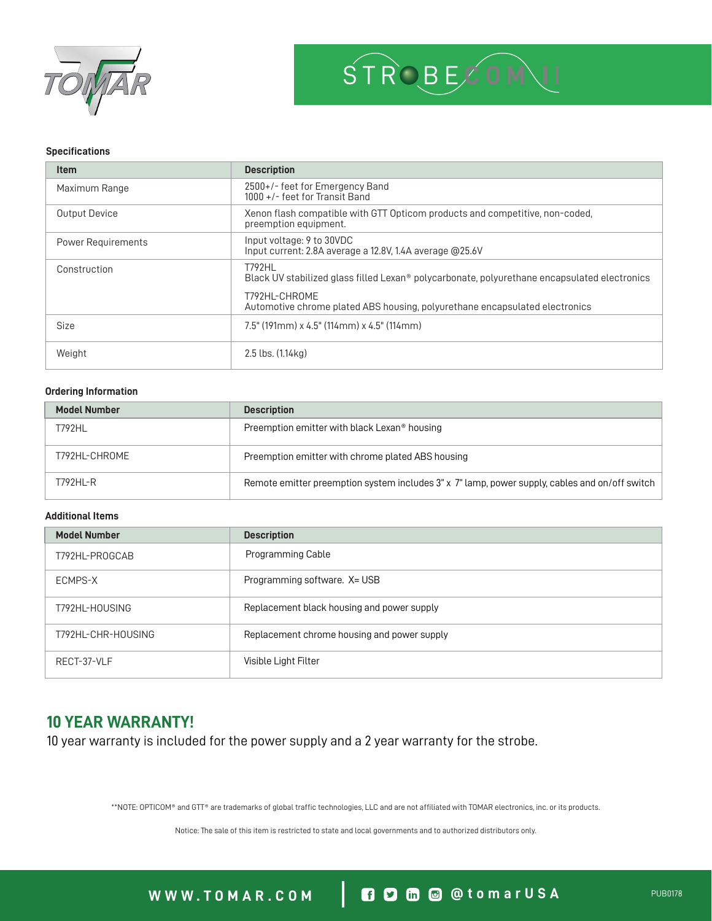TOMAR

STROBECOM II

### Specifications

| Item | Description |
|---|---|
| Maximum Range | 2500+/- feet for Emergency Band<br>1000 +/- feet for Transit Band |
| Output Device | Xenon flash compatible with GTT Opticom products and competitive, non-coded, preemption equipment. |
| Power Requirements | Input voltage: 9 to 30VDC<br>Input current: 2.8A average a 12.8V, 1.4A average @25.6V |
| Construction | T792HL<br>Black UV stabilized glass filled Lexan® polycarbonate, polyurethane encapsulated electronics<br>T792HL-CHROME<br>Automotive chrome plated ABS housing, polyurethane encapsulated electronics |
| Size | 7.5" (191mm) x 4.5" (114mm) x 4.5" (114mm) |
| Weight | 2.5 lbs. (1.14kg) |

### Ordering Information

| Model Number | Description |
|---|---|
| T792HL | Preemption emitter with black Lexan® housing |
| T792HL-CHROME | Preemption emitter with chrome plated ABS housing |
| T792HL-R | Remote emitter preemption system includes 3" x 7" lamp, power supply, cables and on/off switch |

### Additional Items

| Model Number | Description |
|---|---|
| T792HL-PROGCAB | Programming Cable |
| ECMPS-X | Programming software. X= USB |
| T792HL-HOUSING | Replacement black housing and power supply |
| T792HL-CHR-HOUSING | Replacement chrome housing and power supply |
| RECT-37-VLF | Visible Light Filter |

## 10 YEAR WARRANTY!

10 year warranty is included for the power supply and a 2 year warranty for the strobe.

**NOTE: OPTICOM® and GTT® are trademarks of global traffic technologies, LLC and are not affiliated with TOMAR electronics, inc. or its products.

Notice: The sale of this item is restricted to state and local governments and to authorized distributors only.

WWW.TOMAR.COM | @tomarUSA

PUB0178